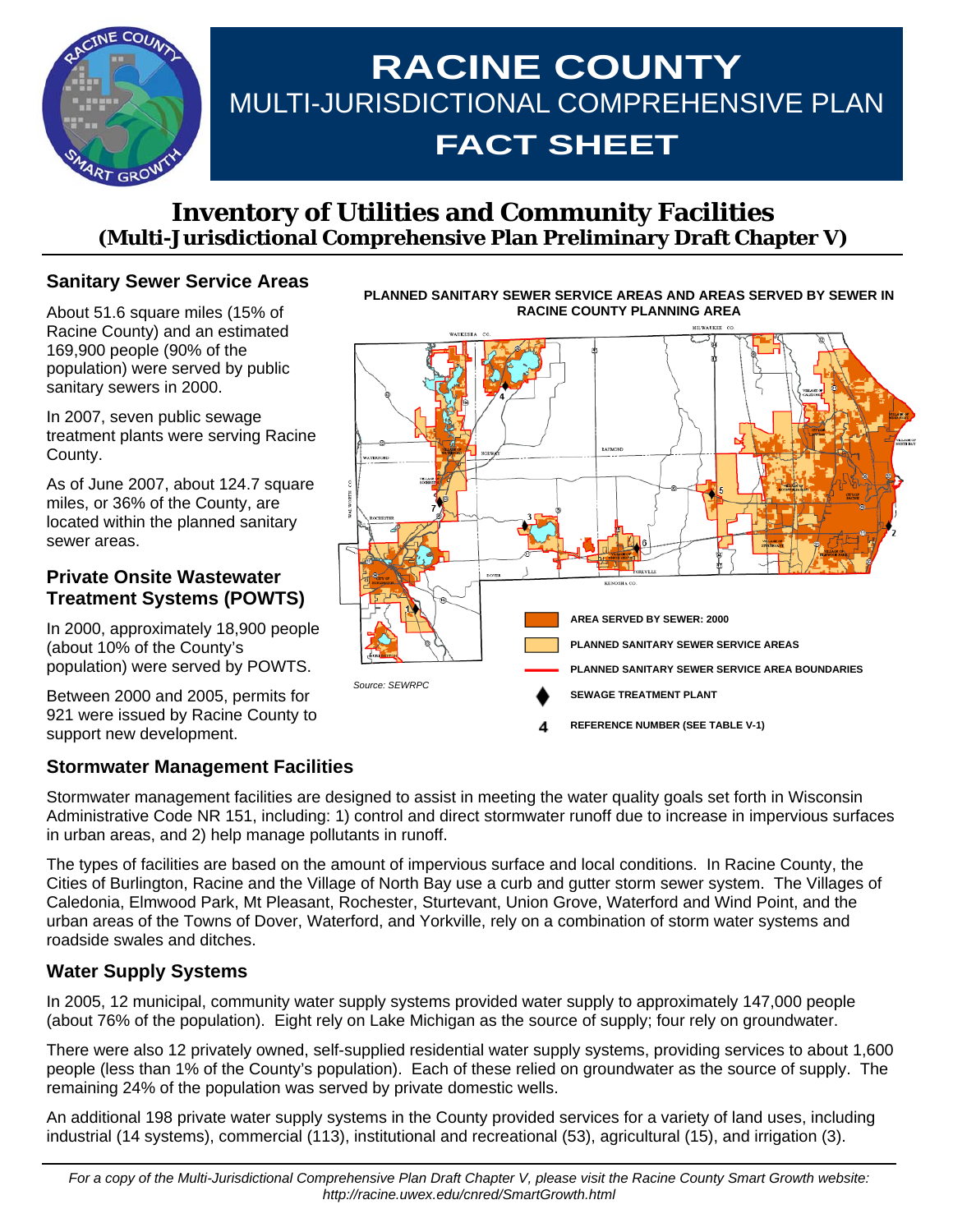# RACINE COUNTY
## MULTI-JURISDICTIONAL COMPREHENSIVE PLAN
## FACT SHEET

# Inventory of Utilities and Community Facilities
## (Multi-Jurisdictional Comprehensive Plan Preliminary Draft Chapter V)

### Sanitary Sewer Service Areas

About 51.6 square miles (15% of Racine County) and an estimated 169,900 people (90% of the population) were served by public sanitary sewers in 2000.

In 2007, seven public sewage treatment plants were serving Racine County.

As of June 2007, about 124.7 square miles, or 36% of the County, are located within the planned sanitary sewer areas.

### Private Onsite Wastewater Treatment Systems (POWTS)

In 2000, approximately 18,900 people (about 10% of the County's population) were served by POWTS.

Between 2000 and 2005, permits for 921 were issued by Racine County to support new development.

**PLANNED SANITARY SEWER SERVICE AREAS AND AREAS SERVED BY SEWER IN RACINE COUNTY PLANNING AREA**

- AREA SERVED BY SEWER: 2000
- PLANNED SANITARY SEWER SERVICE AREAS
- PLANNED SANITARY SEWER SERVICE AREA BOUNDARIES
- SEWAGE TREATMENT PLANT
- 4 REFERENCE NUMBER (SEE TABLE V-1)

*Source: SEWRPC*

### Stormwater Management Facilities

Stormwater management facilities are designed to assist in meeting the water quality goals set forth in Wisconsin Administrative Code NR 151, including: 1) control and direct stormwater runoff due to increase in impervious surfaces in urban areas, and 2) help manage pollutants in runoff.

The types of facilities are based on the amount of impervious surface and local conditions. In Racine County, the Cities of Burlington, Racine and the Village of North Bay use a curb and gutter storm sewer system. The Villages of Caledonia, Elmwood Park, Mt Pleasant, Rochester, Sturtevant, Union Grove, Waterford and Wind Point, and the urban areas of the Towns of Dover, Waterford, and Yorkville, rely on a combination of storm water systems and roadside swales and ditches.

### Water Supply Systems

In 2005, 12 municipal, community water supply systems provided water supply to approximately 147,000 people (about 76% of the population). Eight rely on Lake Michigan as the source of supply; four rely on groundwater.

There were also 12 privately owned, self-supplied residential water supply systems, providing services to about 1,600 people (less than 1% of the County's population). Each of these relied on groundwater as the source of supply. The remaining 24% of the population was served by private domestic wells.

An additional 198 private water supply systems in the County provided services for a variety of land uses, including industrial (14 systems), commercial (113), institutional and recreational (53), agricultural (15), and irrigation (3).

*For a copy of the Multi-Jurisdictional Comprehensive Plan Draft Chapter V, please visit the Racine County Smart Growth website: http://racine.uwex.edu/cnred/SmartGrowth.html*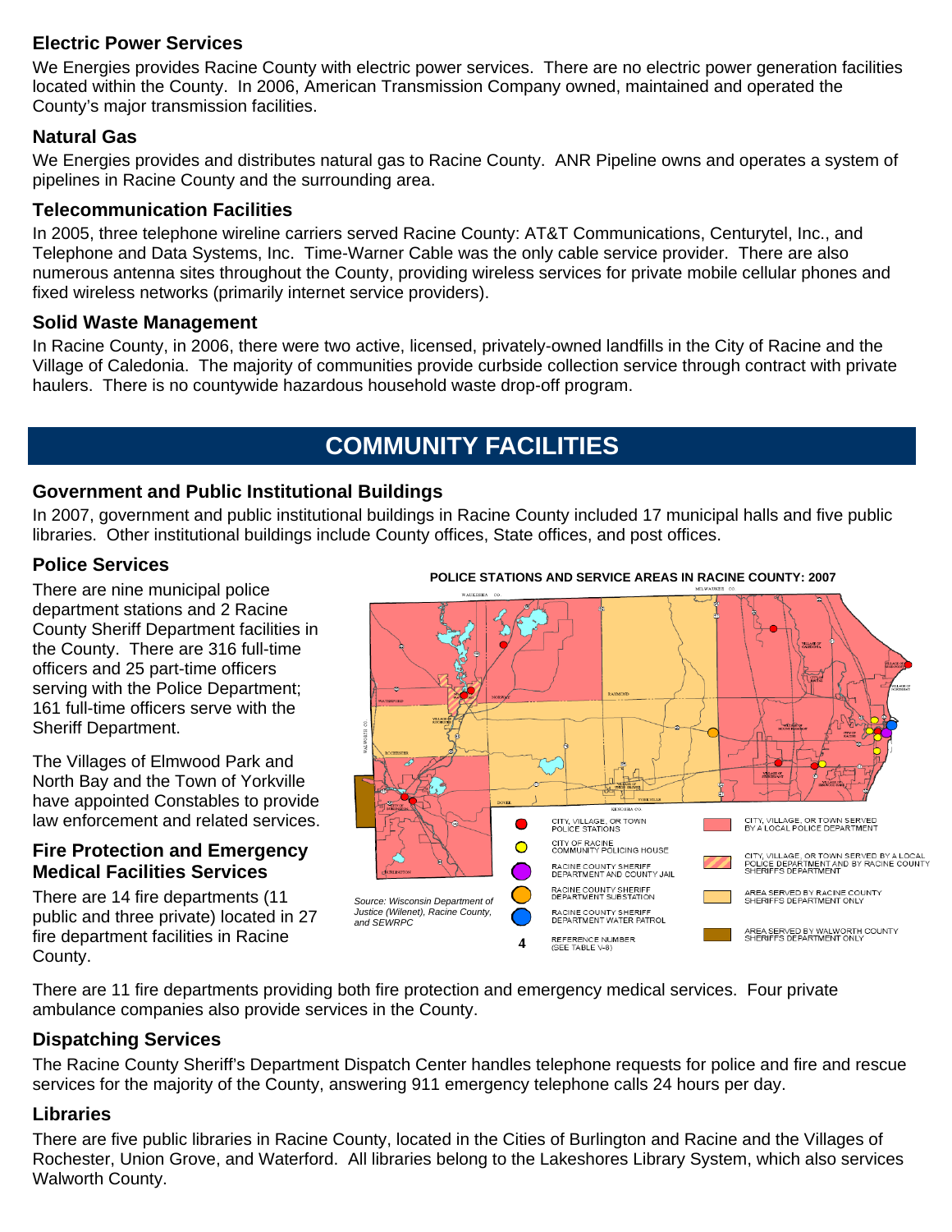### Electric Power Services

We Energies provides Racine County with electric power services. There are no electric power generation facilities located within the County. In 2006, American Transmission Company owned, maintained and operated the County's major transmission facilities.

### Natural Gas

We Energies provides and distributes natural gas to Racine County. ANR Pipeline owns and operates a system of pipelines in Racine County and the surrounding area.

### Telecommunication Facilities

In 2005, three telephone wireline carriers served Racine County: AT&T Communications, Centurytel, Inc., and Telephone and Data Systems, Inc. Time-Warner Cable was the only cable service provider. There are also numerous antenna sites throughout the County, providing wireless services for private mobile cellular phones and fixed wireless networks (primarily internet service providers).

### Solid Waste Management

In Racine County, in 2006, there were two active, licensed, privately-owned landfills in the City of Racine and the Village of Caledonia. The majority of communities provide curbside collection service through contract with private haulers. There is no countywide hazardous household waste drop-off program.

## COMMUNITY FACILITIES

### Government and Public Institutional Buildings

In 2007, government and public institutional buildings in Racine County included 17 municipal halls and five public libraries. Other institutional buildings include County offices, State offices, and post offices.

### Police Services

There are nine municipal police department stations and 2 Racine County Sheriff Department facilities in the County. There are 316 full-time officers and 25 part-time officers serving with the Police Department; 161 full-time officers serve with the Sheriff Department.

The Villages of Elmwood Park and North Bay and the Town of Yorkville have appointed Constables to provide law enforcement and related services.

**POLICE STATIONS AND SERVICE AREAS IN RACINE COUNTY: 2007**

*Source: Wisconsin Department of Justice (Wilenet), Racine County, and SEWRPC*

### Fire Protection and Emergency Medical Facilities Services

There are 14 fire departments (11 public and three private) located in 27 fire department facilities in Racine County.

There are 11 fire departments providing both fire protection and emergency medical services. Four private ambulance companies also provide services in the County.

### Dispatching Services

The Racine County Sheriff's Department Dispatch Center handles telephone requests for police and fire and rescue services for the majority of the County, answering 911 emergency telephone calls 24 hours per day.

### Libraries

There are five public libraries in Racine County, located in the Cities of Burlington and Racine and the Villages of Rochester, Union Grove, and Waterford. All libraries belong to the Lakeshores Library System, which also services Walworth County.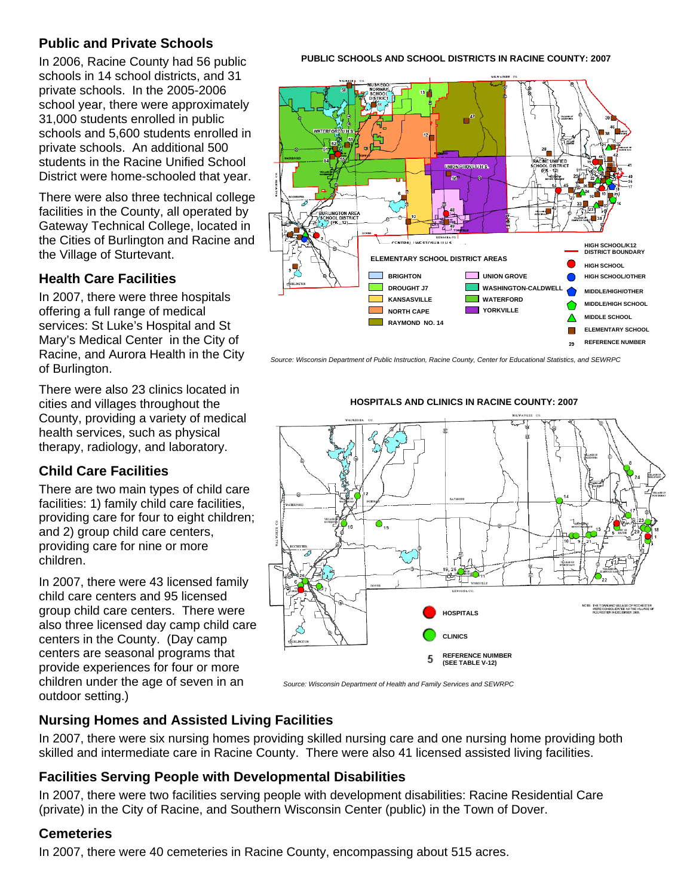## Public and Private Schools

In 2006, Racine County had 56 public schools in 14 school districts, and 31 private schools. In the 2005-2006 school year, there were approximately 31,000 students enrolled in public schools and 5,600 students enrolled in private schools. An additional 500 students in the Racine Unified School District were home-schooled that year.

There were also three technical college facilities in the County, all operated by Gateway Technical College, located in the Cities of Burlington and Racine and the Village of Sturtevant.

## Health Care Facilities

In 2007, there were three hospitals offering a full range of medical services: St Luke's Hospital and St Mary's Medical Center in the City of Racine, and Aurora Health in the City of Burlington.

There were also 23 clinics located in cities and villages throughout the County, providing a variety of medical health services, such as physical therapy, radiology, and laboratory.

## Child Care Facilities

There are two main types of child care facilities: 1) family child care facilities, providing care for four to eight children; and 2) group child care centers, providing care for nine or more children.

In 2007, there were 43 licensed family child care centers and 95 licensed group child care centers. There were also three licensed day camp child care centers in the County. (Day camp centers are seasonal programs that provide experiences for four or more children under the age of seven in an outdoor setting.)

**PUBLIC SCHOOLS AND SCHOOL DISTRICTS IN RACINE COUNTY: 2007**

ELEMENTARY SCHOOL DISTRICT AREAS

BRIGHTON
DROUGHT J7
KANSASVILLE
NORTH CAPE
RAYMOND NO. 14
UNION GROVE
WASHINGTON-CALDWELL
WATERFORD
YORKVILLE

HIGH SCHOOL/K12 DISTRICT BOUNDARY
HIGH SCHOOL
HIGH SCHOOL/OTHER
MIDDLE/HIGH/OTHER
MIDDLE/HIGH SCHOOL
MIDDLE SCHOOL
ELEMENTARY SCHOOL
29 REFERENCE NUMBER

*Source: Wisconsin Department of Public Instruction, Racine County, Center for Educational Statistics, and SEWRPC*

**HOSPITALS AND CLINICS IN RACINE COUNTY: 2007**

HOSPITALS
CLINICS
5 REFERENCE NUIMBER (SEE TABLE V-12)

NOTE: THE TOWN AND VILLAGE OF ROCHESTER WERE CONSOLIDATED AS THE VILLAGE OF ROCHESTER IN DECEMBER 2008.

*Source: Wisconsin Department of Health and Family Services and SEWRPC*

## Nursing Homes and Assisted Living Facilities

In 2007, there were six nursing homes providing skilled nursing care and one nursing home providing both skilled and intermediate care in Racine County. There were also 41 licensed assisted living facilities.

## Facilities Serving People with Developmental Disabilities

In 2007, there were two facilities serving people with development disabilities: Racine Residential Care (private) in the City of Racine, and Southern Wisconsin Center (public) in the Town of Dover.

## Cemeteries

In 2007, there were 40 cemeteries in Racine County, encompassing about 515 acres.